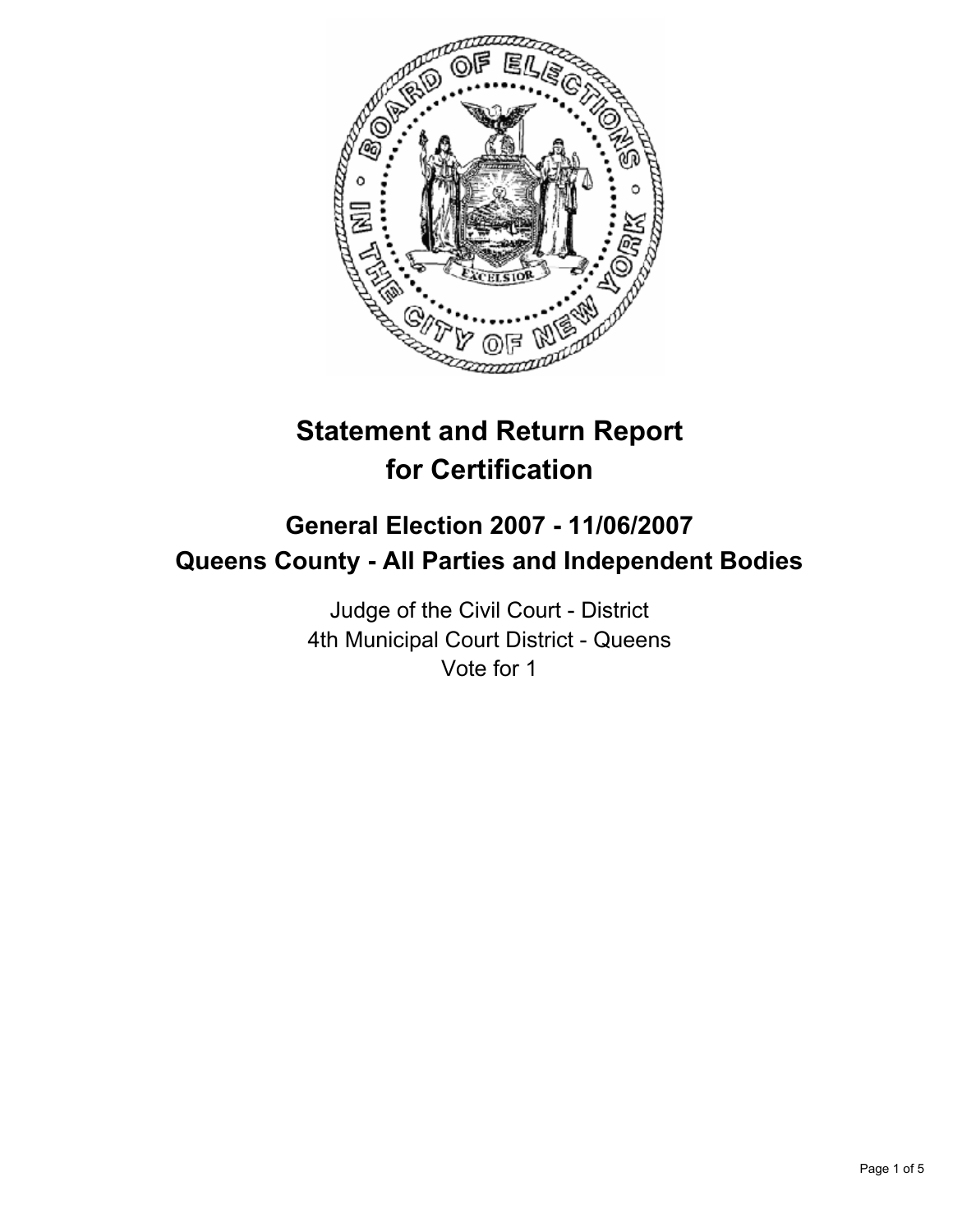# Statement and Return Report for Certification

## General Election 2007 - 11/06/2007
## Queens County - All Parties and Independent Bodies

Judge of the Civil Court - District
4th Municipal Court District - Queens
Vote for 1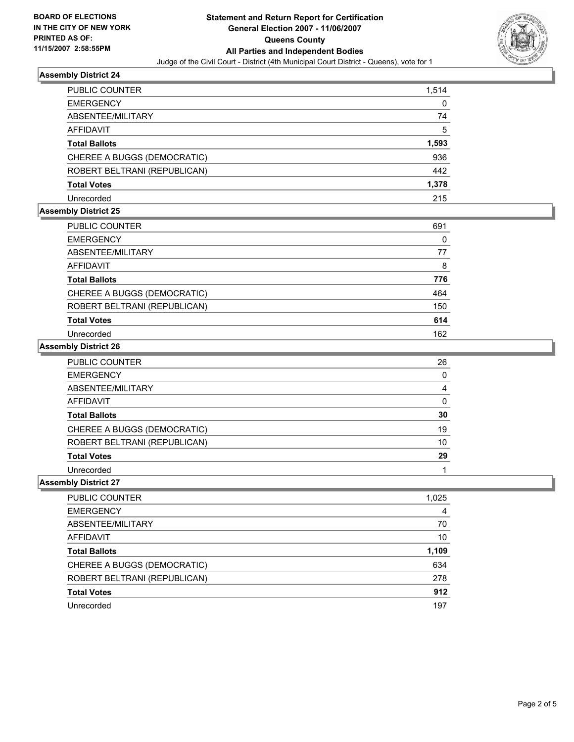**BOARD OF ELECTIONS IN THE CITY OF NEW YORK PRINTED AS OF: 11/15/2007 2:58:55PM**

# Statement and Return Report for Certification
## General Election 2007 - 11/06/2007
## Queens County
## All Parties and Independent Bodies

Judge of the Civil Court - District (4th Municipal Court District - Queens), vote for 1

### Assembly District 24

| | |
|---|---|
| PUBLIC COUNTER | 1,514 |
| EMERGENCY | 0 |
| ABSENTEE/MILITARY | 74 |
| AFFIDAVIT | 5 |
| **Total Ballots** | **1,593** |
| CHEREE A BUGGS (DEMOCRATIC) | 936 |
| ROBERT BELTRANI (REPUBLICAN) | 442 |
| **Total Votes** | **1,378** |
| Unrecorded | 215 |

### Assembly District 25

| | |
|---|---|
| PUBLIC COUNTER | 691 |
| EMERGENCY | 0 |
| ABSENTEE/MILITARY | 77 |
| AFFIDAVIT | 8 |
| **Total Ballots** | **776** |
| CHEREE A BUGGS (DEMOCRATIC) | 464 |
| ROBERT BELTRANI (REPUBLICAN) | 150 |
| **Total Votes** | **614** |
| Unrecorded | 162 |

### Assembly District 26

| | |
|---|---|
| PUBLIC COUNTER | 26 |
| EMERGENCY | 0 |
| ABSENTEE/MILITARY | 4 |
| AFFIDAVIT | 0 |
| **Total Ballots** | **30** |
| CHEREE A BUGGS (DEMOCRATIC) | 19 |
| ROBERT BELTRANI (REPUBLICAN) | 10 |
| **Total Votes** | **29** |
| Unrecorded | 1 |

### Assembly District 27

| | |
|---|---|
| PUBLIC COUNTER | 1,025 |
| EMERGENCY | 4 |
| ABSENTEE/MILITARY | 70 |
| AFFIDAVIT | 10 |
| **Total Ballots** | **1,109** |
| CHEREE A BUGGS (DEMOCRATIC) | 634 |
| ROBERT BELTRANI (REPUBLICAN) | 278 |
| **Total Votes** | **912** |
| Unrecorded | 197 |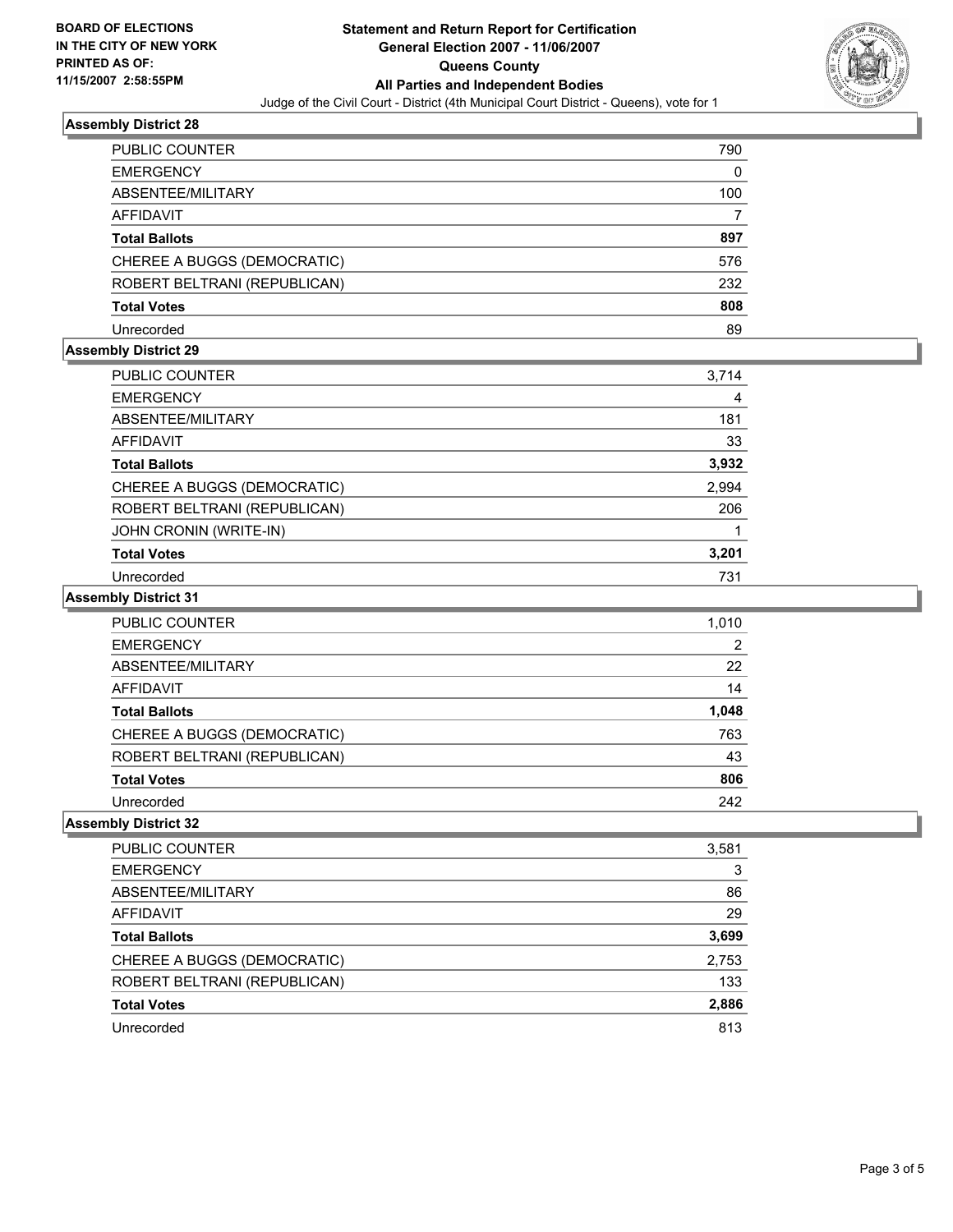**BOARD OF ELECTIONS IN THE CITY OF NEW YORK PRINTED AS OF: 11/15/2007 2:58:55PM**

# Statement and Return Report for Certification
## General Election 2007 - 11/06/2007
## Queens County
## All Parties and Independent Bodies

Judge of the Civil Court - District (4th Municipal Court District - Queens), vote for 1

### Assembly District 28

| | |
|---|---|
| PUBLIC COUNTER | 790 |
| EMERGENCY | 0 |
| ABSENTEE/MILITARY | 100 |
| AFFIDAVIT | 7 |
| **Total Ballots** | **897** |
| CHEREE A BUGGS (DEMOCRATIC) | 576 |
| ROBERT BELTRANI (REPUBLICAN) | 232 |
| **Total Votes** | **808** |
| Unrecorded | 89 |

### Assembly District 29

| | |
|---|---|
| PUBLIC COUNTER | 3,714 |
| EMERGENCY | 4 |
| ABSENTEE/MILITARY | 181 |
| AFFIDAVIT | 33 |
| **Total Ballots** | **3,932** |
| CHEREE A BUGGS (DEMOCRATIC) | 2,994 |
| ROBERT BELTRANI (REPUBLICAN) | 206 |
| JOHN CRONIN (WRITE-IN) | 1 |
| **Total Votes** | **3,201** |
| Unrecorded | 731 |

### Assembly District 31

| | |
|---|---|
| PUBLIC COUNTER | 1,010 |
| EMERGENCY | 2 |
| ABSENTEE/MILITARY | 22 |
| AFFIDAVIT | 14 |
| **Total Ballots** | **1,048** |
| CHEREE A BUGGS (DEMOCRATIC) | 763 |
| ROBERT BELTRANI (REPUBLICAN) | 43 |
| **Total Votes** | **806** |
| Unrecorded | 242 |

### Assembly District 32

| | |
|---|---|
| PUBLIC COUNTER | 3,581 |
| EMERGENCY | 3 |
| ABSENTEE/MILITARY | 86 |
| AFFIDAVIT | 29 |
| **Total Ballots** | **3,699** |
| CHEREE A BUGGS (DEMOCRATIC) | 2,753 |
| ROBERT BELTRANI (REPUBLICAN) | 133 |
| **Total Votes** | **2,886** |
| Unrecorded | 813 |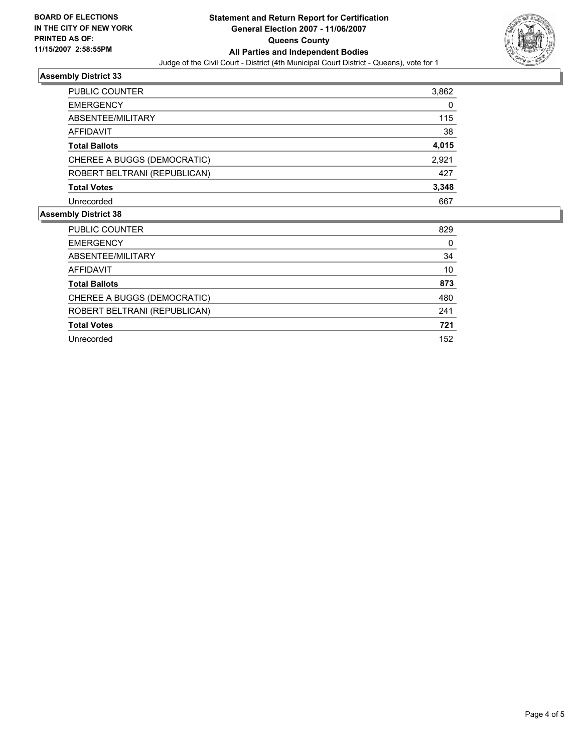**BOARD OF ELECTIONS IN THE CITY OF NEW YORK PRINTED AS OF: 11/15/2007 2:58:55PM**

# Statement and Return Report for Certification
## General Election 2007 - 11/06/2007
## Queens County
## All Parties and Independent Bodies

Judge of the Civil Court - District (4th Municipal Court District - Queens), vote for 1

### Assembly District 33

| | |
|---|---|
| PUBLIC COUNTER | 3,862 |
| EMERGENCY | 0 |
| ABSENTEE/MILITARY | 115 |
| AFFIDAVIT | 38 |
| **Total Ballots** | **4,015** |
| CHEREE A BUGGS (DEMOCRATIC) | 2,921 |
| ROBERT BELTRANI (REPUBLICAN) | 427 |
| **Total Votes** | **3,348** |
| Unrecorded | 667 |

### Assembly District 38

| | |
|---|---|
| PUBLIC COUNTER | 829 |
| EMERGENCY | 0 |
| ABSENTEE/MILITARY | 34 |
| AFFIDAVIT | 10 |
| **Total Ballots** | **873** |
| CHEREE A BUGGS (DEMOCRATIC) | 480 |
| ROBERT BELTRANI (REPUBLICAN) | 241 |
| **Total Votes** | **721** |
| Unrecorded | 152 |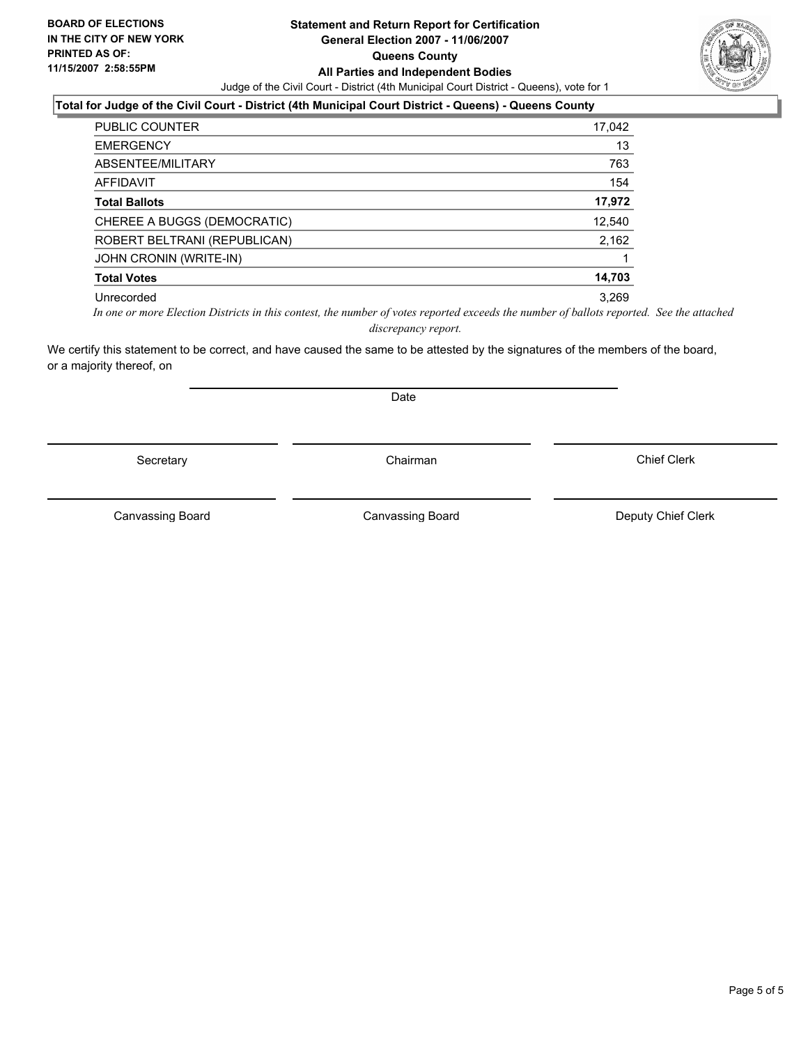**BOARD OF ELECTIONS IN THE CITY OF NEW YORK PRINTED AS OF: 11/15/2007 2:58:55PM**

# Statement and Return Report for Certification
## General Election 2007 - 11/06/2007
## Queens County
## All Parties and Independent Bodies

Judge of the Civil Court - District (4th Municipal Court District - Queens), vote for 1

### Total for Judge of the Civil Court - District (4th Municipal Court District - Queens) - Queens County

| | |
|---|---|
| PUBLIC COUNTER | 17,042 |
| EMERGENCY | 13 |
| ABSENTEE/MILITARY | 763 |
| AFFIDAVIT | 154 |
| **Total Ballots** | **17,972** |
| CHEREE A BUGGS (DEMOCRATIC) | 12,540 |
| ROBERT BELTRANI (REPUBLICAN) | 2,162 |
| JOHN CRONIN (WRITE-IN) | 1 |
| **Total Votes** | **14,703** |
| Unrecorded | 3,269 |

*In one or more Election Districts in this contest, the number of votes reported exceeds the number of ballots reported. See the attached discrepancy report.*

We certify this statement to be correct, and have caused the same to be attested by the signatures of the members of the board, or a majority thereof, on

Date

Secretary

Chairman

Chief Clerk

Canvassing Board

Canvassing Board

Deputy Chief Clerk